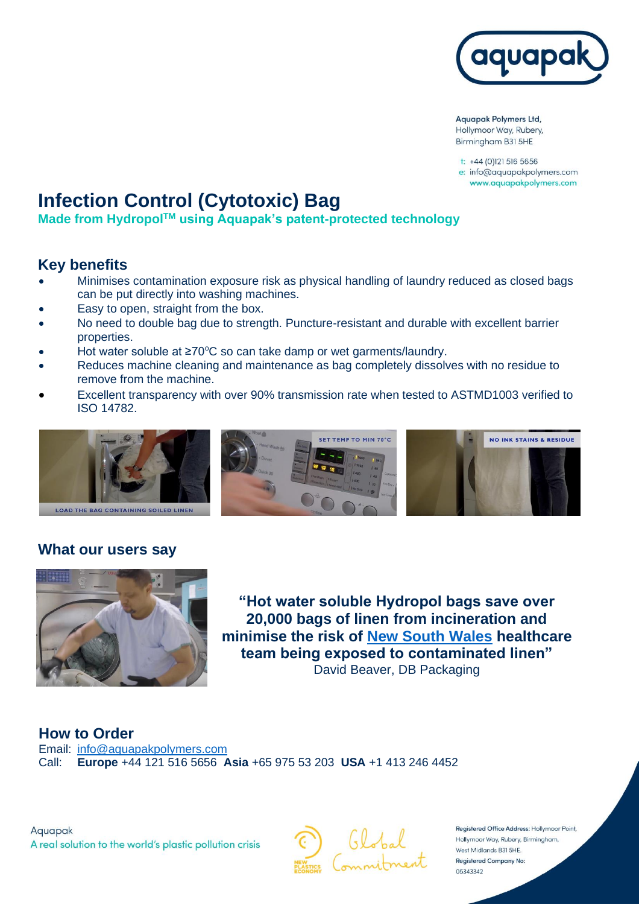aquapak

Aquapak Polymers Ltd,
Hollymoor Way, Rubery,
Birmingham B31 5HE

t: +44 (0)121 516 5656
e: info@aquapakpolymers.com
www.aquapakpolymers.com

# Infection Control (Cytotoxic) Bag

**Made from Hydropol™ using Aquapak's patent-protected technology**

## Key benefits

- Minimises contamination exposure risk as physical handling of laundry reduced as closed bags can be put directly into washing machines.
- Easy to open, straight from the box.
- No need to double bag due to strength. Puncture-resistant and durable with excellent barrier properties.
- Hot water soluble at ≥70°C so can take damp or wet garments/laundry.
- Reduces machine cleaning and maintenance as bag completely dissolves with no residue to remove from the machine.
- Excellent transparency with over 90% transmission rate when tested to ASTMD1003 verified to ISO 14782.

LOAD THE BAG CONTAINING SOILED LINEN

SET TEMP TO MIN 70°C

NO INK STAINS & RESIDUE

## What our users say

**"Hot water soluble Hydropol bags save over 20,000 bags of linen from incineration and minimise the risk of New South Wales healthcare team being exposed to contaminated linen"**
David Beaver, DB Packaging

## How to Order

Email: info@aquapakpolymers.com
Call: **Europe** +44 121 516 5656 **Asia** +65 975 53 203 **USA** +1 413 246 4452

Aquapak
A real solution to the world's plastic pollution crisis

NEW PLASTICS ECONOMY Global Commitment

Registered Office Address: Hollymoor Point, Hollymoor Way, Rubery, Birmingham, West Midlands B31 5HE.
Registered Company No: 05343342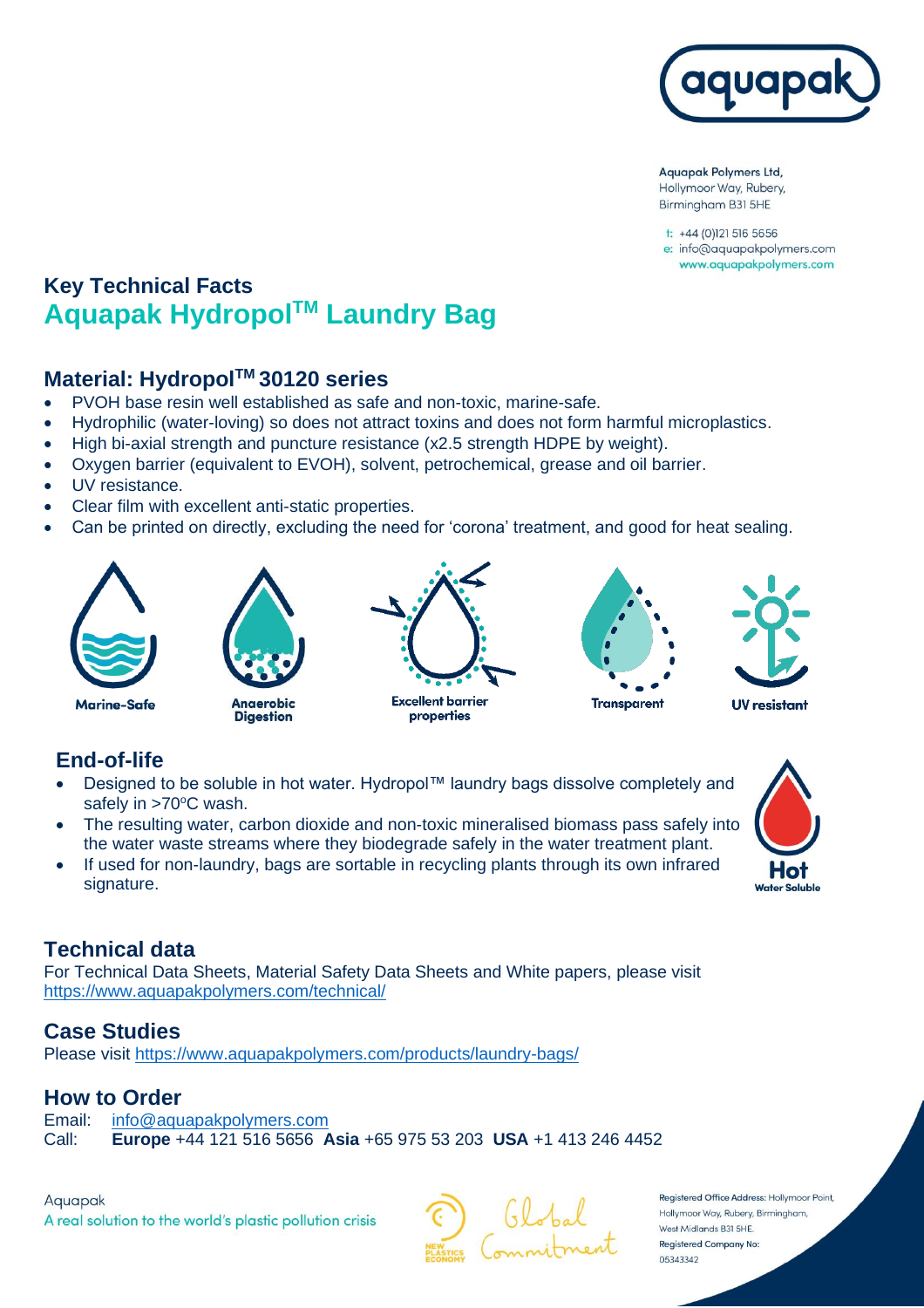Aquapak Polymers Ltd,
Hollymoor Way, Rubery,
Birmingham B31 5HE

t: +44 (0)121 516 5656
e: info@aquapakpolymers.com
www.aquapakpolymers.com

## Key Technical Facts

# Aquapak Hydropol™ Laundry Bag

### Material: Hydropol™ 30120 series

- PVOH base resin well established as safe and non-toxic, marine-safe.
- Hydrophilic (water-loving) so does not attract toxins and does not form harmful microplastics.
- High bi-axial strength and puncture resistance (x2.5 strength HDPE by weight).
- Oxygen barrier (equivalent to EVOH), solvent, petrochemical, grease and oil barrier.
- UV resistance.
- Clear film with excellent anti-static properties.
- Can be printed on directly, excluding the need for 'corona' treatment, and good for heat sealing.

Marine-Safe

Anaerobic Digestion

Excellent barrier properties

Transparent

UV resistant

### End-of-life

- Designed to be soluble in hot water. Hydropol™ laundry bags dissolve completely and safely in >70°C wash.
- The resulting water, carbon dioxide and non-toxic mineralised biomass pass safely into the water waste streams where they biodegrade safely in the water treatment plant.
- If used for non-laundry, bags are sortable in recycling plants through its own infrared signature.

Hot
Water Soluble

### Technical data

For Technical Data Sheets, Material Safety Data Sheets and White papers, please visit
https://www.aquapakpolymers.com/technical/

### Case Studies

Please visit https://www.aquapakpolymers.com/products/laundry-bags/

### How to Order

Email: info@aquapakpolymers.com
Call: **Europe** +44 121 516 5656 **Asia** +65 975 53 203 **USA** +1 413 246 4452

Aquapak
A real solution to the world's plastic pollution crisis

New Plastics Economy Global Commitment

Registered Office Address: Hollymoor Point, Hollymoor Way, Rubery, Birmingham, West Midlands B31 5HE.
Registered Company No: 05343342